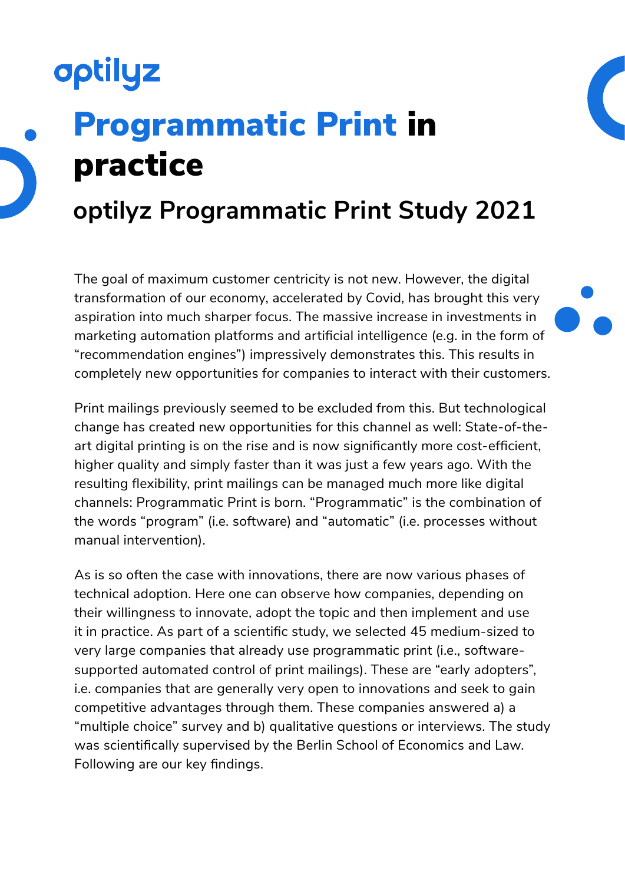optilyz

# Programmatic Print in practice

## optilyz Programmatic Print Study 2021

The goal of maximum customer centricity is not new. However, the digital transformation of our economy, accelerated by Covid, has brought this very aspiration into much sharper focus. The massive increase in investments in marketing automation platforms and artificial intelligence (e.g. in the form of "recommendation engines") impressively demonstrates this. This results in completely new opportunities for companies to interact with their customers.

Print mailings previously seemed to be excluded from this. But technological change has created new opportunities for this channel as well: State-of-the-art digital printing is on the rise and is now significantly more cost-efficient, higher quality and simply faster than it was just a few years ago. With the resulting flexibility, print mailings can be managed much more like digital channels: Programmatic Print is born. "Programmatic" is the combination of the words "program" (i.e. software) and "automatic" (i.e. processes without manual intervention).

As is so often the case with innovations, there are now various phases of technical adoption. Here one can observe how companies, depending on their willingness to innovate, adopt the topic and then implement and use it in practice. As part of a scientific study, we selected 45 medium-sized to very large companies that already use programmatic print (i.e., software-supported automated control of print mailings). These are "early adopters", i.e. companies that are generally very open to innovations and seek to gain competitive advantages through them. These companies answered a) a "multiple choice" survey and b) qualitative questions or interviews. The study was scientifically supervised by the Berlin School of Economics and Law. Following are our key findings.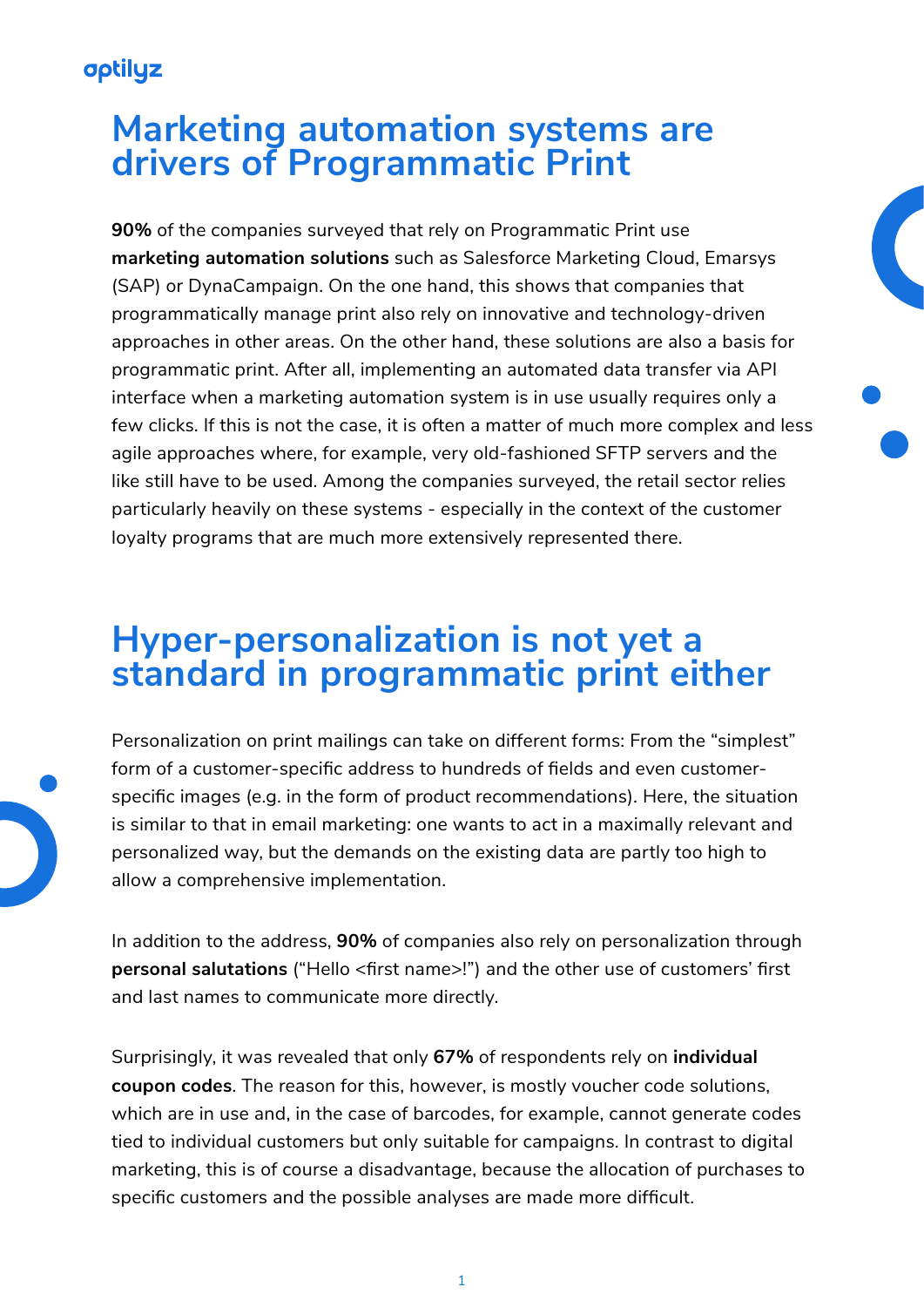# Marketing automation systems are drivers of Programmatic Print

**90%** of the companies surveyed that rely on Programmatic Print use **marketing automation solutions** such as Salesforce Marketing Cloud, Emarsys (SAP) or DynaCampaign. On the one hand, this shows that companies that programmatically manage print also rely on innovative and technology-driven approaches in other areas. On the other hand, these solutions are also a basis for programmatic print. After all, implementing an automated data transfer via API interface when a marketing automation system is in use usually requires only a few clicks. If this is not the case, it is often a matter of much more complex and less agile approaches where, for example, very old-fashioned SFTP servers and the like still have to be used. Among the companies surveyed, the retail sector relies particularly heavily on these systems - especially in the context of the customer loyalty programs that are much more extensively represented there.

# Hyper-personalization is not yet a standard in programmatic print either

Personalization on print mailings can take on different forms: From the "simplest" form of a customer-specific address to hundreds of fields and even customer-specific images (e.g. in the form of product recommendations). Here, the situation is similar to that in email marketing: one wants to act in a maximally relevant and personalized way, but the demands on the existing data are partly too high to allow a comprehensive implementation.

In addition to the address, **90%** of companies also rely on personalization through **personal salutations** ("Hello <first name>!") and the other use of customers' first and last names to communicate more directly.

Surprisingly, it was revealed that only **67%** of respondents rely on **individual coupon codes**. The reason for this, however, is mostly voucher code solutions, which are in use and, in the case of barcodes, for example, cannot generate codes tied to individual customers but only suitable for campaigns. In contrast to digital marketing, this is of course a disadvantage, because the allocation of purchases to specific customers and the possible analyses are made more difficult.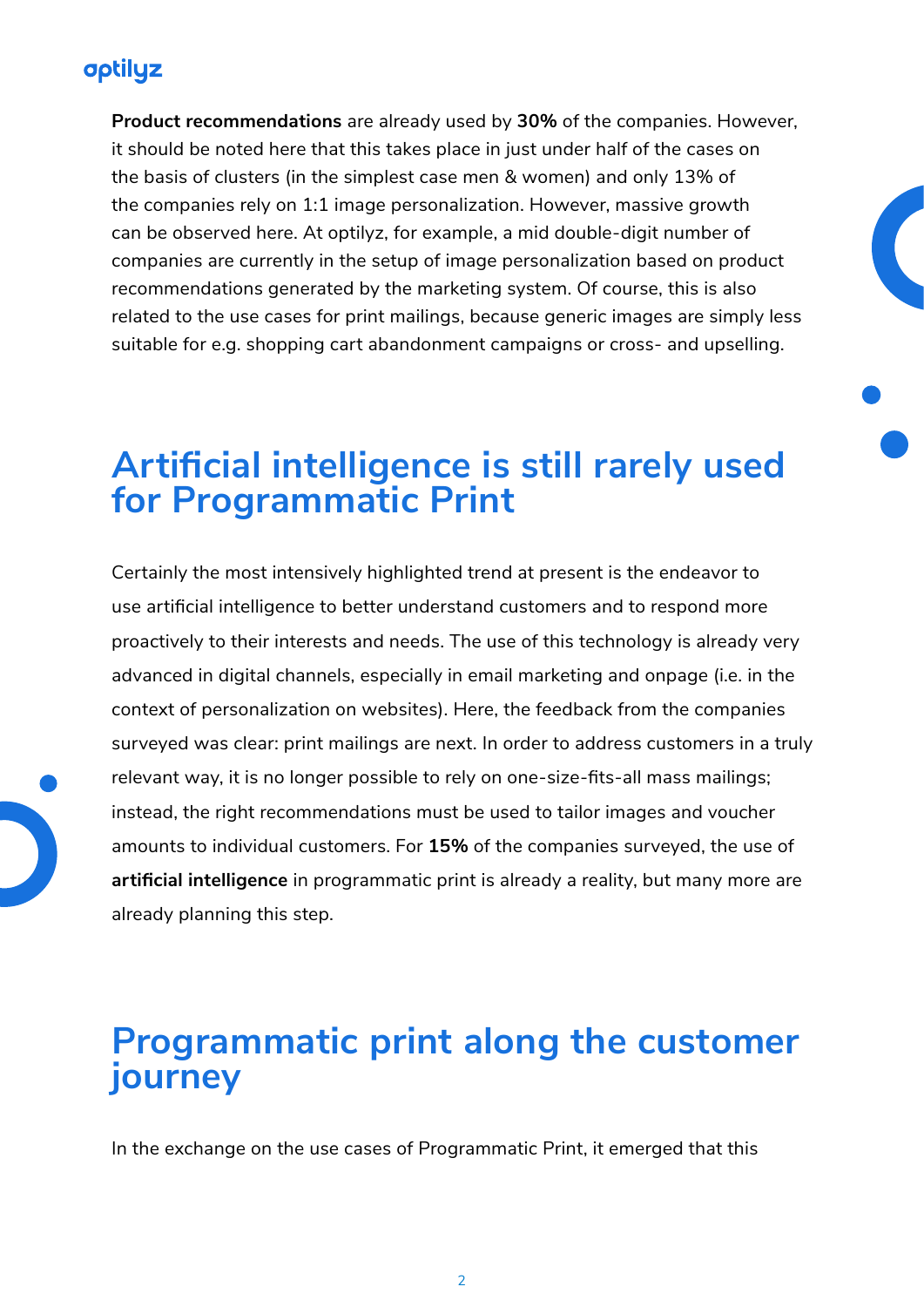**Product recommendations** are already used by **30%** of the companies. However, it should be noted here that this takes place in just under half of the cases on the basis of clusters (in the simplest case men & women) and only 13% of the companies rely on 1:1 image personalization. However, massive growth can be observed here. At optilyz, for example, a mid double-digit number of companies are currently in the setup of image personalization based on product recommendations generated by the marketing system. Of course, this is also related to the use cases for print mailings, because generic images are simply less suitable for e.g. shopping cart abandonment campaigns or cross- and upselling.

## Artificial intelligence is still rarely used for Programmatic Print

Certainly the most intensively highlighted trend at present is the endeavor to use artificial intelligence to better understand customers and to respond more proactively to their interests and needs. The use of this technology is already very advanced in digital channels, especially in email marketing and onpage (i.e. in the context of personalization on websites). Here, the feedback from the companies surveyed was clear: print mailings are next. In order to address customers in a truly relevant way, it is no longer possible to rely on one-size-fits-all mass mailings; instead, the right recommendations must be used to tailor images and voucher amounts to individual customers. For **15%** of the companies surveyed, the use of **artificial intelligence** in programmatic print is already a reality, but many more are already planning this step.

## Programmatic print along the customer journey

In the exchange on the use cases of Programmatic Print, it emerged that this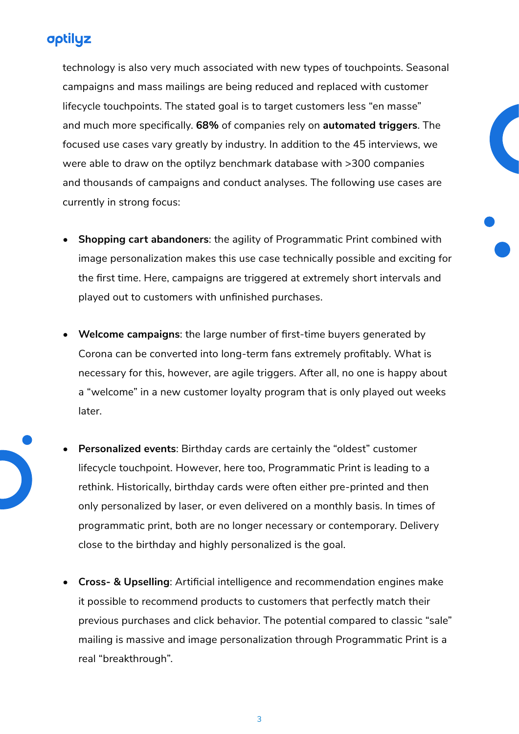technology is also very much associated with new types of touchpoints. Seasonal campaigns and mass mailings are being reduced and replaced with customer lifecycle touchpoints. The stated goal is to target customers less “en masse” and much more specifically. **68%** of companies rely on **automated triggers**. The focused use cases vary greatly by industry. In addition to the 45 interviews, we were able to draw on the optilyz benchmark database with >300 companies and thousands of campaigns and conduct analyses. The following use cases are currently in strong focus:

- **Shopping cart abandoners**: the agility of Programmatic Print combined with image personalization makes this use case technically possible and exciting for the first time. Here, campaigns are triggered at extremely short intervals and played out to customers with unfinished purchases.

- **Welcome campaigns**: the large number of first-time buyers generated by Corona can be converted into long-term fans extremely profitably. What is necessary for this, however, are agile triggers. After all, no one is happy about a “welcome” in a new customer loyalty program that is only played out weeks later.

- **Personalized events**: Birthday cards are certainly the “oldest” customer lifecycle touchpoint. However, here too, Programmatic Print is leading to a rethink. Historically, birthday cards were often either pre-printed and then only personalized by laser, or even delivered on a monthly basis. In times of programmatic print, both are no longer necessary or contemporary. Delivery close to the birthday and highly personalized is the goal.

- **Cross- & Upselling**: Artificial intelligence and recommendation engines make it possible to recommend products to customers that perfectly match their previous purchases and click behavior. The potential compared to classic “sale” mailing is massive and image personalization through Programmatic Print is a real “breakthrough”.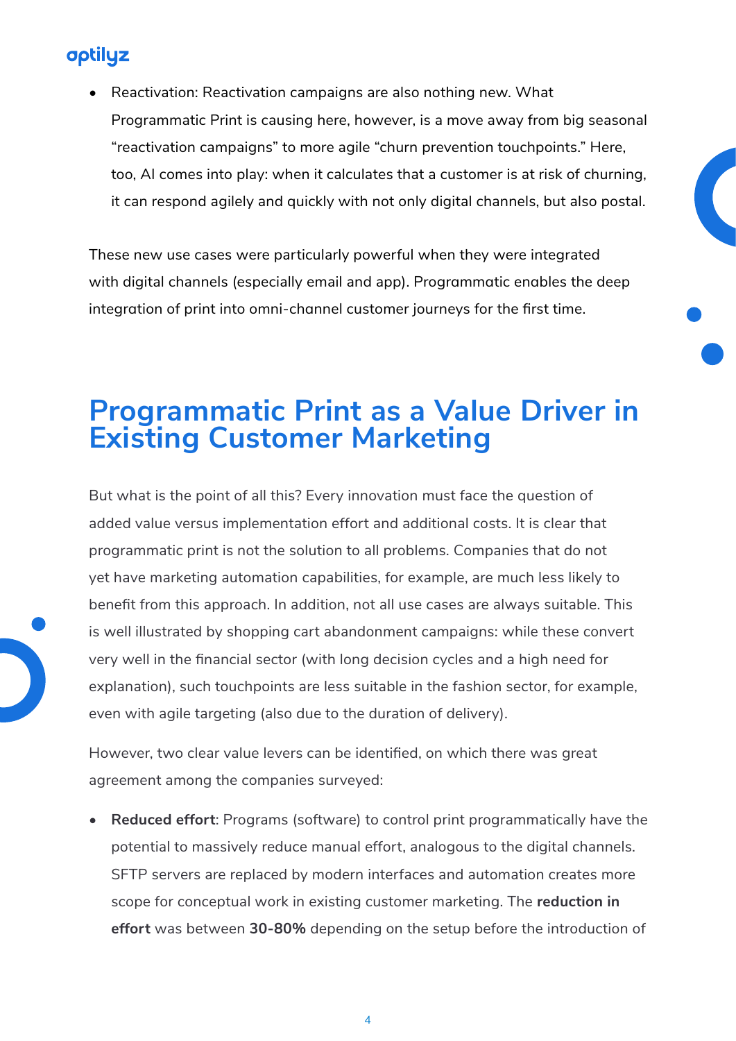- Reactivation: Reactivation campaigns are also nothing new. What Programmatic Print is causing here, however, is a move away from big seasonal "reactivation campaigns" to more agile "churn prevention touchpoints." Here, too, AI comes into play: when it calculates that a customer is at risk of churning, it can respond agilely and quickly with not only digital channels, but also postal.

These new use cases were particularly powerful when they were integrated with digital channels (especially email and app). Programmatic enables the deep integration of print into omni-channel customer journeys for the first time.

## Programmatic Print as a Value Driver in Existing Customer Marketing

But what is the point of all this? Every innovation must face the question of added value versus implementation effort and additional costs. It is clear that programmatic print is not the solution to all problems. Companies that do not yet have marketing automation capabilities, for example, are much less likely to benefit from this approach. In addition, not all use cases are always suitable. This is well illustrated by shopping cart abandonment campaigns: while these convert very well in the financial sector (with long decision cycles and a high need for explanation), such touchpoints are less suitable in the fashion sector, for example, even with agile targeting (also due to the duration of delivery).

However, two clear value levers can be identified, on which there was great agreement among the companies surveyed:

- **Reduced effort**: Programs (software) to control print programmatically have the potential to massively reduce manual effort, analogous to the digital channels. SFTP servers are replaced by modern interfaces and automation creates more scope for conceptual work in existing customer marketing. The **reduction in effort** was between **30-80%** depending on the setup before the introduction of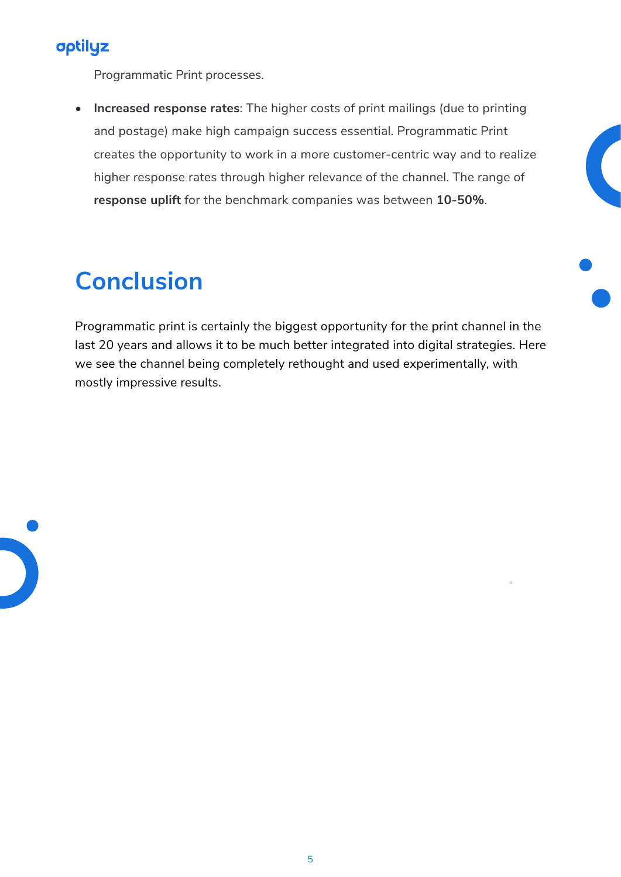Programmatic Print processes.

- **Increased response rates**: The higher costs of print mailings (due to printing and postage) make high campaign success essential. Programmatic Print creates the opportunity to work in a more customer-centric way and to realize higher response rates through higher relevance of the channel. The range of **response uplift** for the benchmark companies was between **10-50%**.

## Conclusion

Programmatic print is certainly the biggest opportunity for the print channel in the last 20 years and allows it to be much better integrated into digital strategies. Here we see the channel being completely rethought and used experimentally, with mostly impressive results.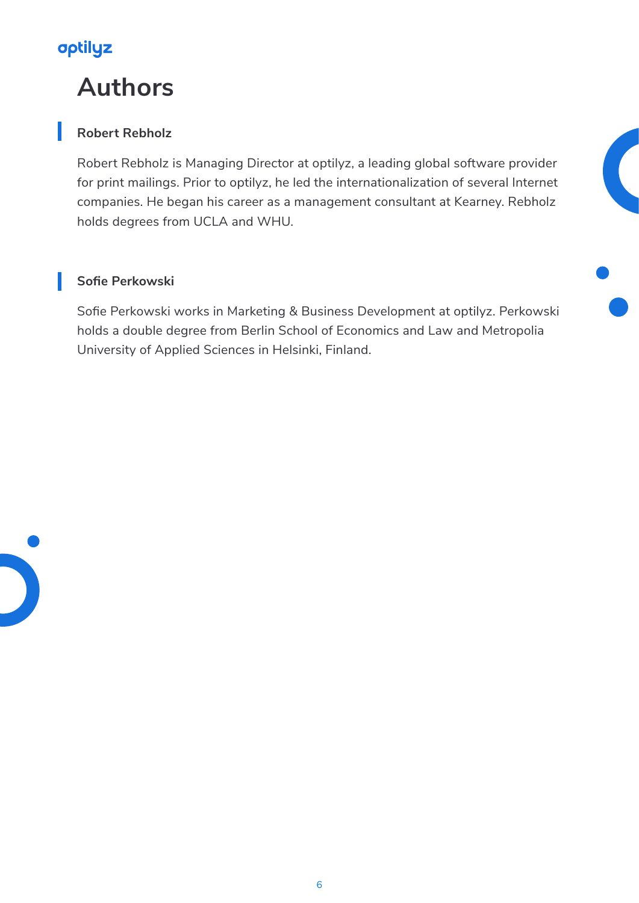# Authors

### Robert Rebholz

Robert Rebholz is Managing Director at optilyz, a leading global software provider for print mailings. Prior to optilyz, he led the internationalization of several Internet companies. He began his career as a management consultant at Kearney. Rebholz holds degrees from UCLA and WHU.

### Sofie Perkowski

Sofie Perkowski works in Marketing & Business Development at optilyz. Perkowski holds a double degree from Berlin School of Economics and Law and Metropolia University of Applied Sciences in Helsinki, Finland.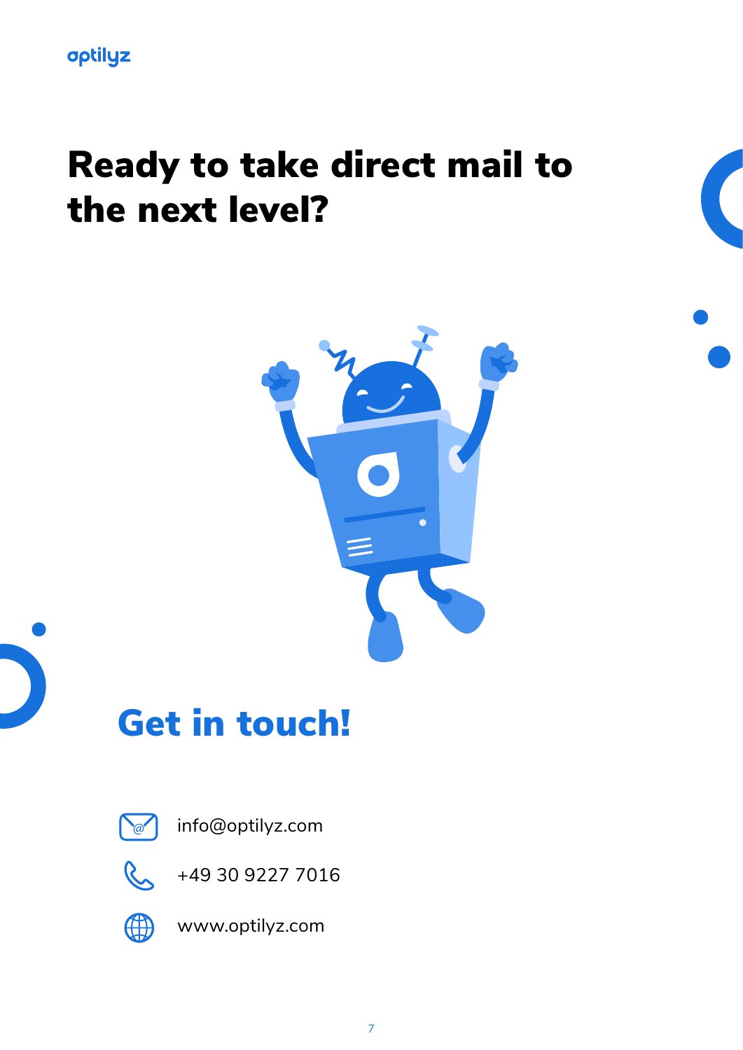# Ready to take direct mail to the next level?

## Get in touch!

info@optilyz.com

+49 30 9227 7016

www.optilyz.com